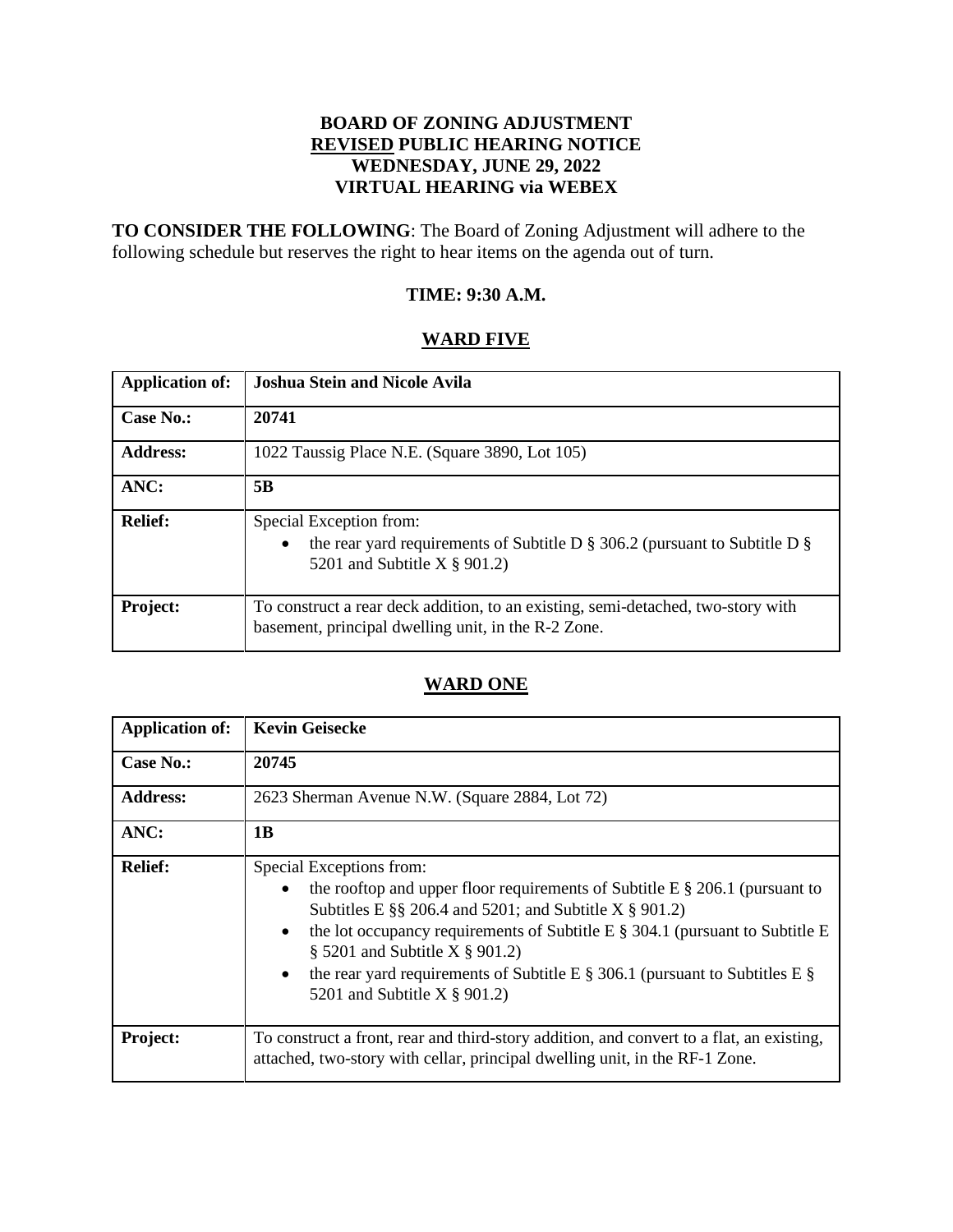# BOARD OF ZONING ADJUSTMENT
# **REVISED** PUBLIC HEARING NOTICE
# WEDNESDAY, JUNE 29, 2022
# VIRTUAL HEARING via WEBEX

**TO CONSIDER THE FOLLOWING**: The Board of Zoning Adjustment will adhere to the following schedule but reserves the right to hear items on the agenda out of turn.

**TIME: 9:30 A.M.**

## WARD FIVE

| **Application of:** | **Joshua Stein and Nicole Avila** |
|---|---|
| **Case No.:** | **20741** |
| **Address:** | 1022 Taussig Place N.E. (Square 3890, Lot 105) |
| **ANC:** | **5B** |
| **Relief:** | Special Exception from:<br>• the rear yard requirements of Subtitle D § 306.2 (pursuant to Subtitle D § 5201 and Subtitle X § 901.2) |
| **Project:** | To construct a rear deck addition, to an existing, semi-detached, two-story with basement, principal dwelling unit, in the R-2 Zone. |

## WARD ONE

| **Application of:** | **Kevin Geisecke** |
|---|---|
| **Case No.:** | **20745** |
| **Address:** | 2623 Sherman Avenue N.W. (Square 2884, Lot 72) |
| **ANC:** | **1B** |
| **Relief:** | Special Exceptions from:<br>• the rooftop and upper floor requirements of Subtitle E § 206.1 (pursuant to Subtitles E §§ 206.4 and 5201; and Subtitle X § 901.2)<br>• the lot occupancy requirements of Subtitle E § 304.1 (pursuant to Subtitle E § 5201 and Subtitle X § 901.2)<br>• the rear yard requirements of Subtitle E § 306.1 (pursuant to Subtitles E § 5201 and Subtitle X § 901.2) |
| **Project:** | To construct a front, rear and third-story addition, and convert to a flat, an existing, attached, two-story with cellar, principal dwelling unit, in the RF-1 Zone. |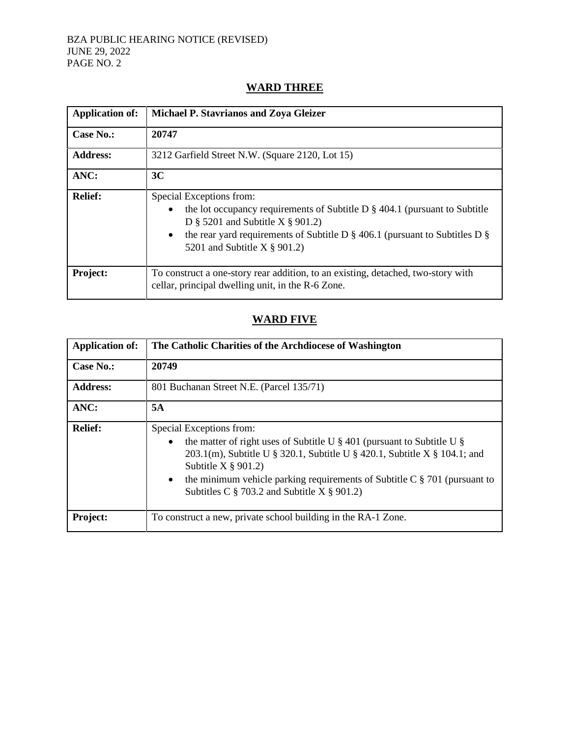## WARD THREE

| **Application of:** | **Michael P. Stavrianos and Zoya Gleizer** |
| --- | --- |
| **Case No.:** | **20747** |
| **Address:** | 3212 Garfield Street N.W. (Square 2120, Lot 15) |
| **ANC:** | **3C** |
| **Relief:** | Special Exceptions from:<br>• the lot occupancy requirements of Subtitle D § 404.1 (pursuant to Subtitle D § 5201 and Subtitle X § 901.2)<br>• the rear yard requirements of Subtitle D § 406.1 (pursuant to Subtitles D § 5201 and Subtitle X § 901.2) |
| **Project:** | To construct a one-story rear addition, to an existing, detached, two-story with cellar, principal dwelling unit, in the R-6 Zone. |

## WARD FIVE

| **Application of:** | **The Catholic Charities of the Archdiocese of Washington** |
| --- | --- |
| **Case No.:** | **20749** |
| **Address:** | 801 Buchanan Street N.E. (Parcel 135/71) |
| **ANC:** | **5A** |
| **Relief:** | Special Exceptions from:<br>• the matter of right uses of Subtitle U § 401 (pursuant to Subtitle U § 203.1(m), Subtitle U § 320.1, Subtitle U § 420.1, Subtitle X § 104.1; and Subtitle X § 901.2)<br>• the minimum vehicle parking requirements of Subtitle C § 701 (pursuant to Subtitles C § 703.2 and Subtitle X § 901.2) |
| **Project:** | To construct a new, private school building in the RA-1 Zone. |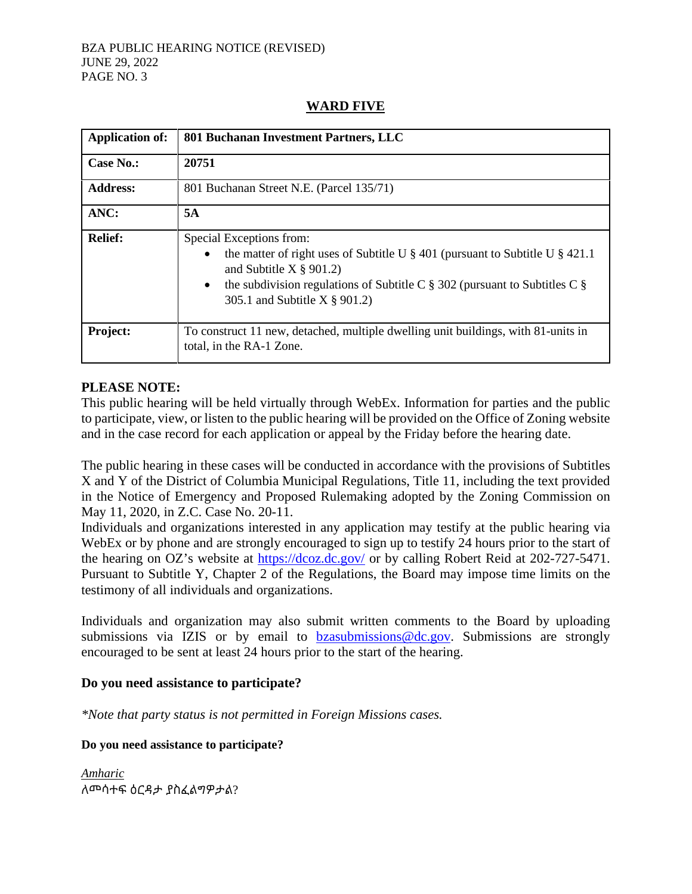## WARD FIVE

| Application of: | 801 Buchanan Investment Partners, LLC |
|---|---|
| **Case No.:** | **20751** |
| **Address:** | 801 Buchanan Street N.E. (Parcel 135/71) |
| **ANC:** | **5A** |
| **Relief:** | Special Exceptions from: <br>• the matter of right uses of Subtitle U § 401 (pursuant to Subtitle U § 421.1 and Subtitle X § 901.2) <br>• the subdivision regulations of Subtitle C § 302 (pursuant to Subtitles C § 305.1 and Subtitle X § 901.2) |
| **Project:** | To construct 11 new, detached, multiple dwelling unit buildings, with 81-units in total, in the RA-1 Zone. |

**PLEASE NOTE:**

This public hearing will be held virtually through WebEx. Information for parties and the public to participate, view, or listen to the public hearing will be provided on the Office of Zoning website and in the case record for each application or appeal by the Friday before the hearing date.

The public hearing in these cases will be conducted in accordance with the provisions of Subtitles X and Y of the District of Columbia Municipal Regulations, Title 11, including the text provided in the Notice of Emergency and Proposed Rulemaking adopted by the Zoning Commission on May 11, 2020, in Z.C. Case No. 20-11.

Individuals and organizations interested in any application may testify at the public hearing via WebEx or by phone and are strongly encouraged to sign up to testify 24 hours prior to the start of the hearing on OZ's website at https://dcoz.dc.gov/ or by calling Robert Reid at 202-727-5471. Pursuant to Subtitle Y, Chapter 2 of the Regulations, the Board may impose time limits on the testimony of all individuals and organizations.

Individuals and organization may also submit written comments to the Board by uploading submissions via IZIS or by email to bzasubmissions@dc.gov. Submissions are strongly encouraged to be sent at least 24 hours prior to the start of the hearing.

**Do you need assistance to participate?**

*\*Note that party status is not permitted in Foreign Missions cases.*

**Do you need assistance to participate?**

*Amharic*

ለመሳተፍ ዕርዳታ ያስፈልግዎታል?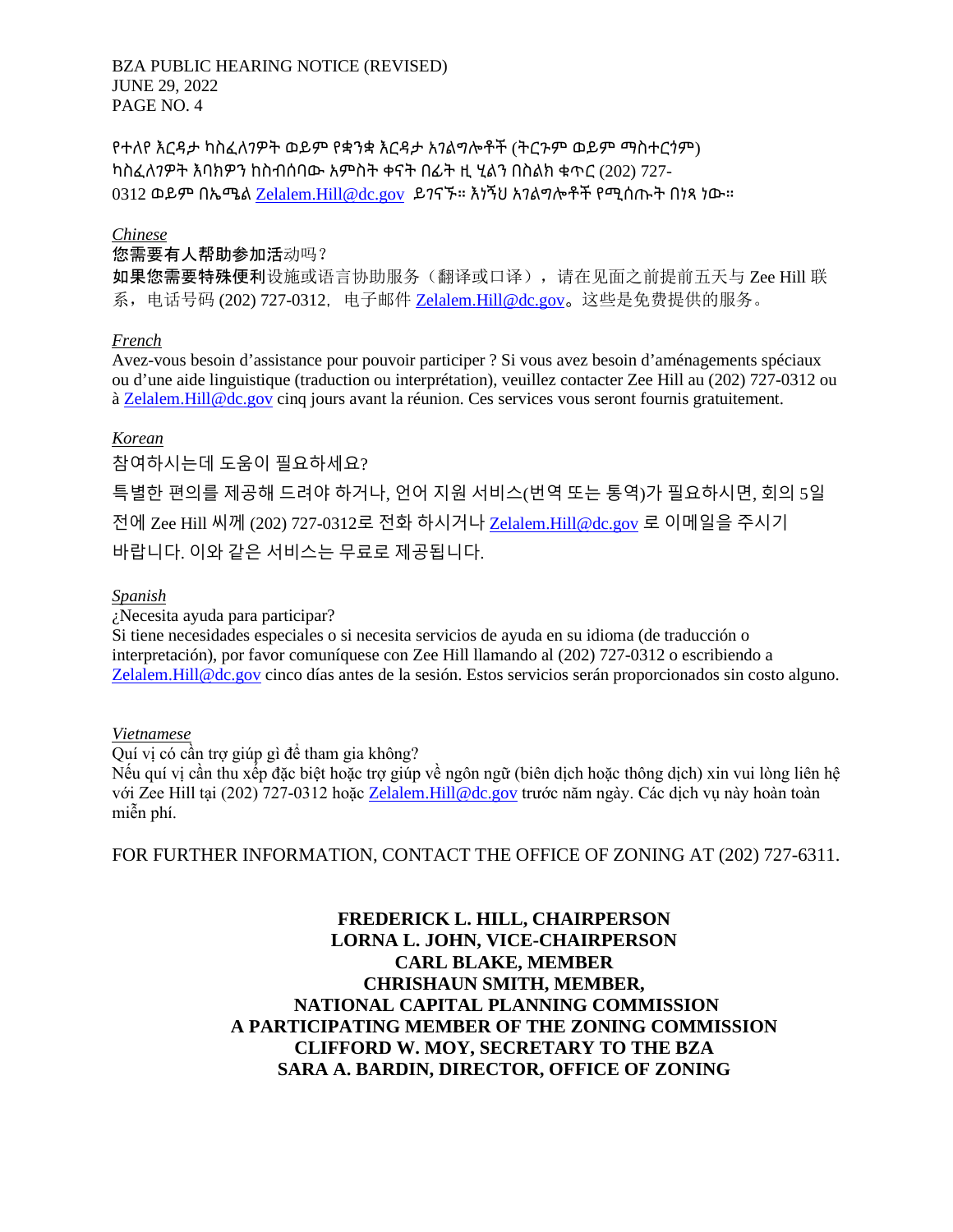የተለየ እርዳታ ካስፈለገዎት ወይም የቋንቋ እርዳታ አገልግሎቶች (ትርጉም ወይም ማስተርጎም) ካስፈለገዎት እባክዎን ከስብሰባው አምስት ቀናት በፊት ዚ ሂልን በስልክ ቁጥር (202) 727-0312 ወይም በኤሜል Zelalem.Hill@dc.gov ይገናኙ። እነኝህ አገልግሎቶች የሚሰጡት በነጻ ነው።

*Chinese*

您需要有人帮助参加活动吗？

如果您需要特殊便利设施或语言协助服务（翻译或口译），请在见面之前提前五天与 Zee Hill 联系，电话号码 (202) 727-0312，电子邮件 Zelalem.Hill@dc.gov。这些是免费提供的服务。

*French*

Avez-vous besoin d'assistance pour pouvoir participer ? Si vous avez besoin d'aménagements spéciaux ou d'une aide linguistique (traduction ou interprétation), veuillez contacter Zee Hill au (202) 727-0312 ou à Zelalem.Hill@dc.gov cinq jours avant la réunion. Ces services vous seront fournis gratuitement.

*Korean*

참여하시는데 도움이 필요하세요?

특별한 편의를 제공해 드려야 하거나, 언어 지원 서비스(번역 또는 통역)가 필요하시면, 회의 5일 전에 Zee Hill 씨께 (202) 727-0312로 전화 하시거나 Zelalem.Hill@dc.gov 로 이메일을 주시기 바랍니다. 이와 같은 서비스는 무료로 제공됩니다.

*Spanish*

¿Necesita ayuda para participar?

Si tiene necesidades especiales o si necesita servicios de ayuda en su idioma (de traducción o interpretación), por favor comuníquese con Zee Hill llamando al (202) 727-0312 o escribiendo a Zelalem.Hill@dc.gov cinco días antes de la sesión. Estos servicios serán proporcionados sin costo alguno.

*Vietnamese*

Quí vị có cần trợ giúp gì để tham gia không?

Nếu quí vị cần thu xếp đặc biệt hoặc trợ giúp về ngôn ngữ (biên dịch hoặc thông dịch) xin vui lòng liên hệ với Zee Hill tại (202) 727-0312 hoặc Zelalem.Hill@dc.gov trước năm ngày. Các dịch vụ này hoàn toàn miễn phí.

FOR FURTHER INFORMATION, CONTACT THE OFFICE OF ZONING AT (202) 727-6311.

**FREDERICK L. HILL, CHAIRPERSON**
**LORNA L. JOHN, VICE-CHAIRPERSON**
**CARL BLAKE, MEMBER**
**CHRISHAUN SMITH, MEMBER,**
**NATIONAL CAPITAL PLANNING COMMISSION**
**A PARTICIPATING MEMBER OF THE ZONING COMMISSION**
**CLIFFORD W. MOY, SECRETARY TO THE BZA**
**SARA A. BARDIN, DIRECTOR, OFFICE OF ZONING**